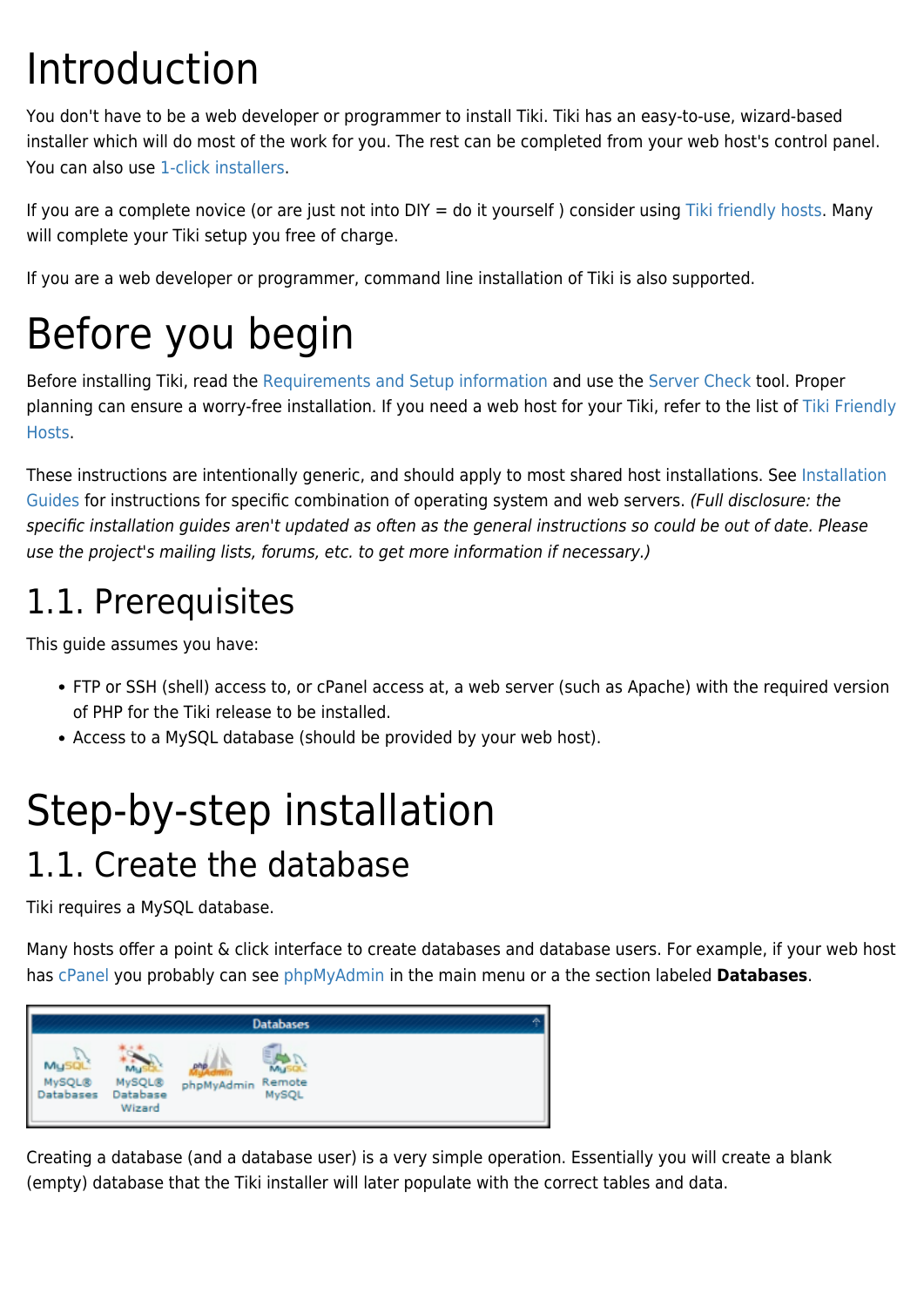# Introduction

You don't have to be a web developer or programmer to install Tiki. Tiki has an easy-to-use, wizard-based installer which will do most of the work for you. The rest can be completed from your web host's control panel. You can also use 1-click installers.

If you are a complete novice (or are just not into DIY = do it yourself ) consider using Tiki friendly hosts. Many will complete your Tiki setup you free of charge.

If you are a web developer or programmer, command line installation of Tiki is also supported.

# Before you begin

Before installing Tiki, read the Requirements and Setup information and use the Server Check tool. Proper planning can ensure a worry-free installation. If you need a web host for your Tiki, refer to the list of Tiki Friendly Hosts.

These instructions are intentionally generic, and should apply to most shared host installations. See Installation Guides for instructions for specific combination of operating system and web servers. *(Full disclosure: the specific installation guides aren't updated as often as the general instructions so could be out of date. Please use the project's mailing lists, forums, etc. to get more information if necessary.)*

## 1.1. Prerequisites

This guide assumes you have:

- FTP or SSH (shell) access to, or cPanel access at, a web server (such as Apache) with the required version of PHP for the Tiki release to be installed.
- Access to a MySQL database (should be provided by your web host).

# Step-by-step installation

## 1.1. Create the database

Tiki requires a MySQL database.

Many hosts offer a point & click interface to create databases and database users. For example, if your web host has cPanel you probably can see phpMyAdmin in the main menu or a the section labeled **Databases**.

Creating a database (and a database user) is a very simple operation. Essentially you will create a blank (empty) database that the Tiki installer will later populate with the correct tables and data.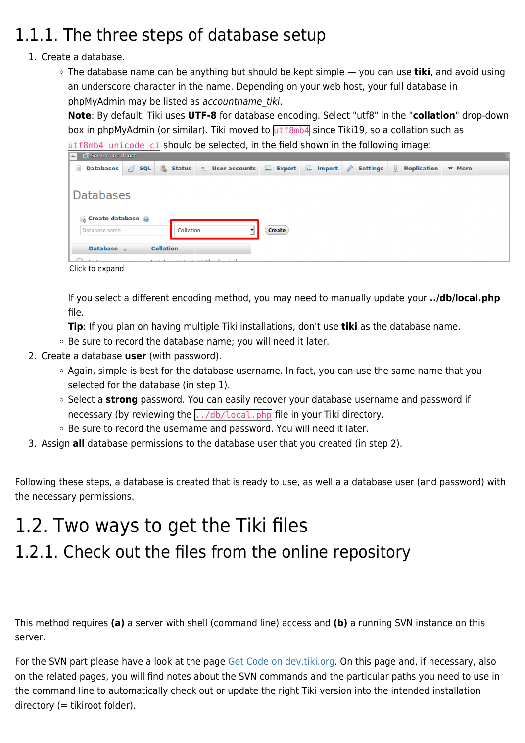### 1.1.1. The three steps of database setup

1. Create a database.
   - The database name can be anything but should be kept simple — you can use **tiki**, and avoid using an underscore character in the name. Depending on your web host, your full database in phpMyAdmin may be listed as *accountname_tiki*.
     **Note**: By default, Tiki uses **UTF-8** for database encoding. Select "utf8" in the "**collation**" drop-down box in phpMyAdmin (or similar). Tiki moved to `utf8mb4` since Tiki19, so a collation such as `utf8mb4_unicode_ci` should be selected, in the field shown in the following image:

     Click to expand

     If you select a different encoding method, you may need to manually update your **../db/local.php** file.
     **Tip**: If you plan on having multiple Tiki installations, don't use **tiki** as the database name.
   - Be sure to record the database name; you will need it later.
2. Create a database **user** (with password).
   - Again, simple is best for the database username. In fact, you can use the same name that you selected for the database (in step 1).
   - Select a **strong** password. You can easily recover your database username and password if necessary (by reviewing the `../db/local.php` file in your Tiki directory.
   - Be sure to record the username and password. You will need it later.
3. Assign **all** database permissions to the database user that you created (in step 2).

Following these steps, a database is created that is ready to use, as well a a database user (and password) with the necessary permissions.

## 1.2. Two ways to get the Tiki files

### 1.2.1. Check out the files from the online repository

This method requires **(a)** a server with shell (command line) access and **(b)** a running SVN instance on this server.

For the SVN part please have a look at the page Get Code on dev.tiki.org. On this page and, if necessary, also on the related pages, you will find notes about the SVN commands and the particular paths you need to use in the command line to automatically check out or update the right Tiki version into the intended installation directory (= tikiroot folder).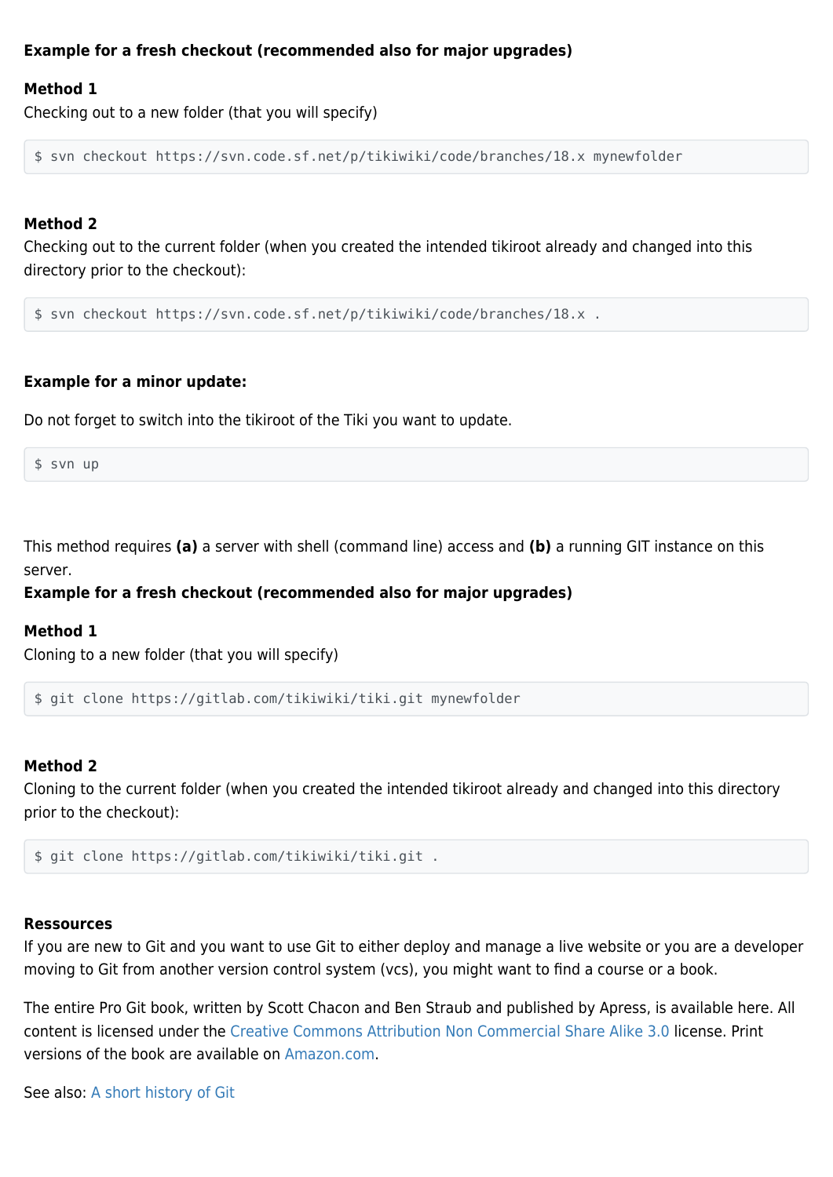**Example for a fresh checkout (recommended also for major upgrades)**

**Method 1**
Checking out to a new folder (that you will specify)

```
$ svn checkout https://svn.code.sf.net/p/tikiwiki/code/branches/18.x mynewfolder
```

**Method 2**
Checking out to the current folder (when you created the intended tikiroot already and changed into this directory prior to the checkout):

```
$ svn checkout https://svn.code.sf.net/p/tikiwiki/code/branches/18.x .
```

**Example for a minor update:**

Do not forget to switch into the tikiroot of the Tiki you want to update.

```
$ svn up
```

This method requires **(a)** a server with shell (command line) access and **(b)** a running GIT instance on this server.
**Example for a fresh checkout (recommended also for major upgrades)**

**Method 1**
Cloning to a new folder (that you will specify)

```
$ git clone https://gitlab.com/tikiwiki/tiki.git mynewfolder
```

**Method 2**
Cloning to the current folder (when you created the intended tikiroot already and changed into this directory prior to the checkout):

```
$ git clone https://gitlab.com/tikiwiki/tiki.git .
```

**Ressources**
If you are new to Git and you want to use Git to either deploy and manage a live website or you are a developer moving to Git from another version control system (vcs), you might want to find a course or a book.

The entire Pro Git book, written by Scott Chacon and Ben Straub and published by Apress, is available here. All content is licensed under the Creative Commons Attribution Non Commercial Share Alike 3.0 license. Print versions of the book are available on Amazon.com.

See also: A short history of Git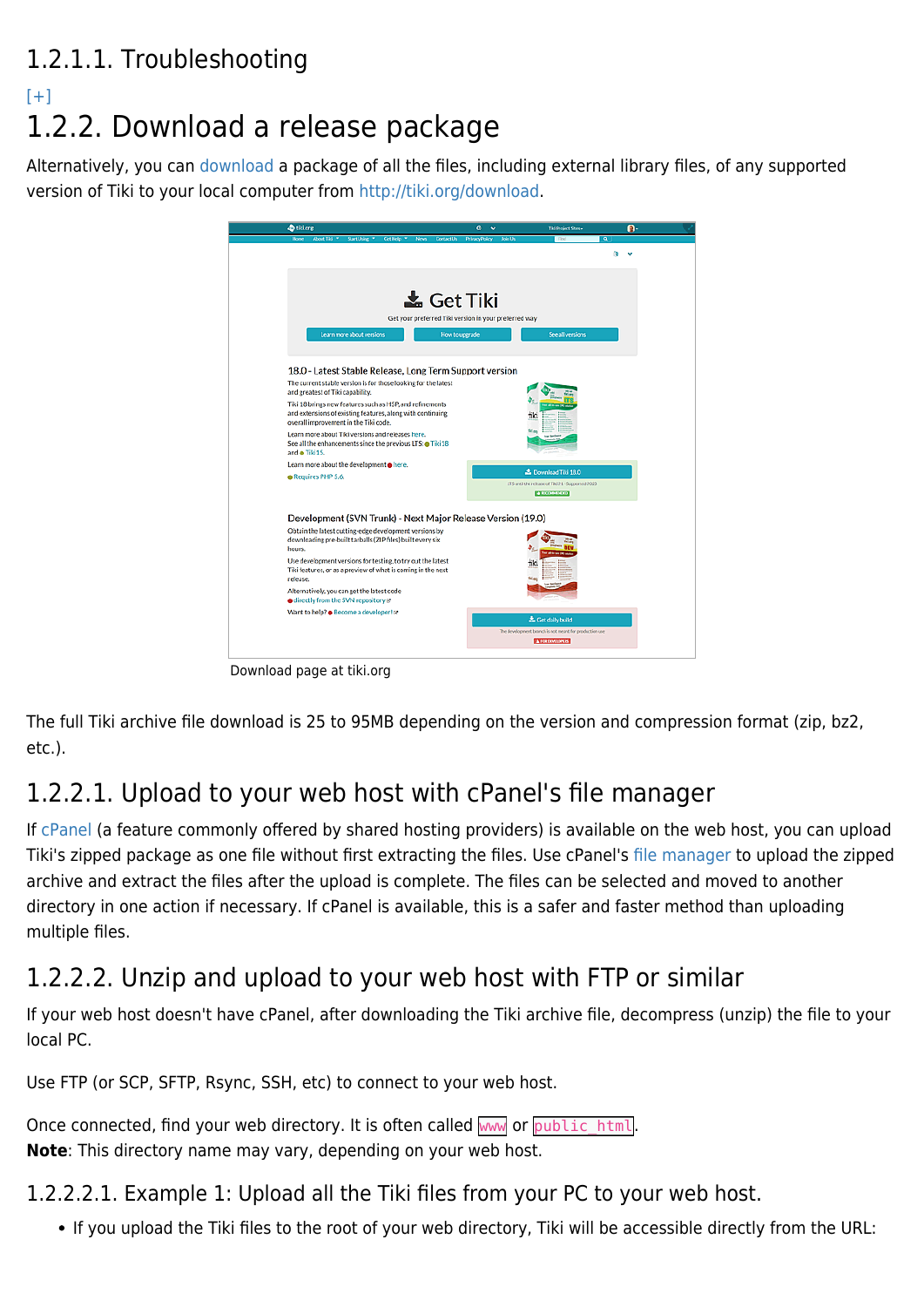#### 1.2.1.1. Troubleshooting

[+]

### 1.2.2. Download a release package

Alternatively, you can download a package of all the files, including external library files, of any supported version of Tiki to your local computer from http://tiki.org/download.

Download page at tiki.org

The full Tiki archive file download is 25 to 95MB depending on the version and compression format (zip, bz2, etc.).

#### 1.2.2.1. Upload to your web host with cPanel's file manager

If cPanel (a feature commonly offered by shared hosting providers) is available on the web host, you can upload Tiki's zipped package as one file without first extracting the files. Use cPanel's file manager to upload the zipped archive and extract the files after the upload is complete. The files can be selected and moved to another directory in one action if necessary. If cPanel is available, this is a safer and faster method than uploading multiple files.

#### 1.2.2.2. Unzip and upload to your web host with FTP or similar

If your web host doesn't have cPanel, after downloading the Tiki archive file, decompress (unzip) the file to your local PC.

Use FTP (or SCP, SFTP, Rsync, SSH, etc) to connect to your web host.

Once connected, find your web directory. It is often called `www` or `public_html`.
**Note**: This directory name may vary, depending on your web host.

##### 1.2.2.2.1. Example 1: Upload all the Tiki files from your PC to your web host.

- If you upload the Tiki files to the root of your web directory, Tiki will be accessible directly from the URL: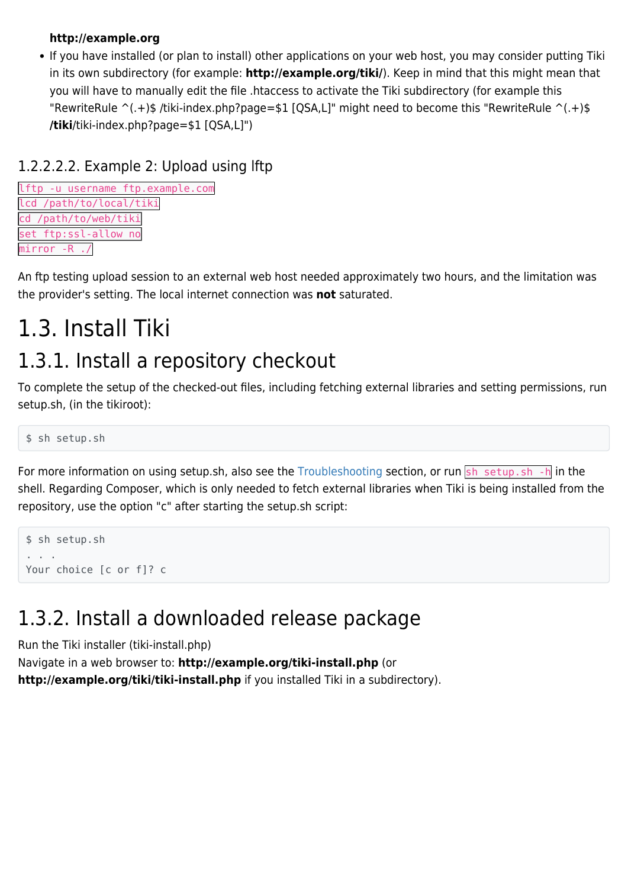**http://example.org**

- If you have installed (or plan to install) other applications on your web host, you may consider putting Tiki in its own subdirectory (for example: **http://example.org/tiki/**). Keep in mind that this might mean that you will have to manually edit the file .htaccess to activate the Tiki subdirectory (for example this "RewriteRule ^(.+)$ /tiki-index.php?page=$1 [QSA,L]" might need to become this "RewriteRule ^(.+)$ **/tiki**/tiki-index.php?page=$1 [QSA,L]")

#### 1.2.2.2.2. Example 2: Upload using lftp

`lftp -u username ftp.example.com`
`lcd /path/to/local/tiki`
`cd /path/to/web/tiki`
`set ftp:ssl-allow no`
`mirror -R ./`

An ftp testing upload session to an external web host needed approximately two hours, and the limitation was the provider's setting. The local internet connection was **not** saturated.

# 1.3. Install Tiki

## 1.3.1. Install a repository checkout

To complete the setup of the checked-out files, including fetching external libraries and setting permissions, run setup.sh, (in the tikiroot):

```
$ sh setup.sh
```

For more information on using setup.sh, also see the Troubleshooting section, or run `sh setup.sh -h` in the shell. Regarding Composer, which is only needed to fetch external libraries when Tiki is being installed from the repository, use the option "c" after starting the setup.sh script:

```
$ sh setup.sh
. . .
Your choice [c or f]? c
```

## 1.3.2. Install a downloaded release package

Run the Tiki installer (tiki-install.php)
Navigate in a web browser to: **http://example.org/tiki-install.php** (or **http://example.org/tiki/tiki-install.php** if you installed Tiki in a subdirectory).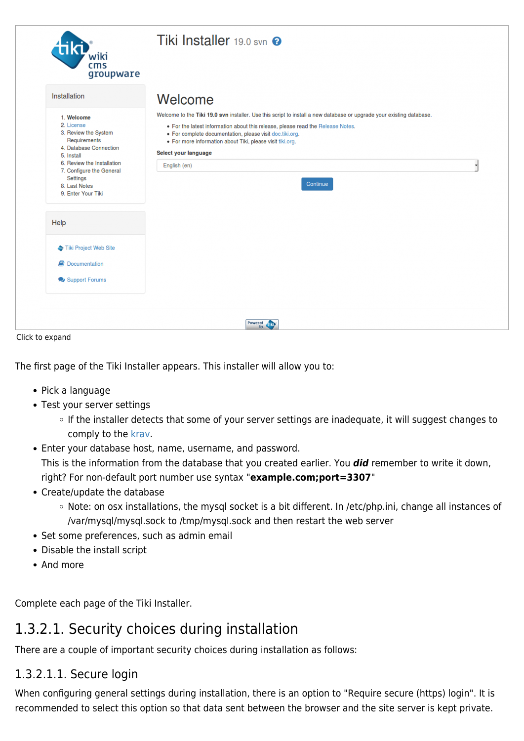Click to expand

The first page of the Tiki Installer appears. This installer will allow you to:

- Pick a language
- Test your server settings
    - If the installer detects that some of your server settings are inadequate, it will suggest changes to comply to the krav.
- Enter your database host, name, username, and password.
  This is the information from the database that you created earlier. You ***did*** remember to write it down, right? For non-default port number use syntax "**example.com;port=3307**"
- Create/update the database
    - Note: on osx installations, the mysql socket is a bit different. In /etc/php.ini, change all instances of /var/mysql/mysql.sock to /tmp/mysql.sock and then restart the web server
- Set some preferences, such as admin email
- Disable the install script
- And more

Complete each page of the Tiki Installer.

## 1.3.2.1. Security choices during installation

There are a couple of important security choices during installation as follows:

### 1.3.2.1.1. Secure login

When configuring general settings during installation, there is an option to "Require secure (https) login". It is recommended to select this option so that data sent between the browser and the site server is kept private.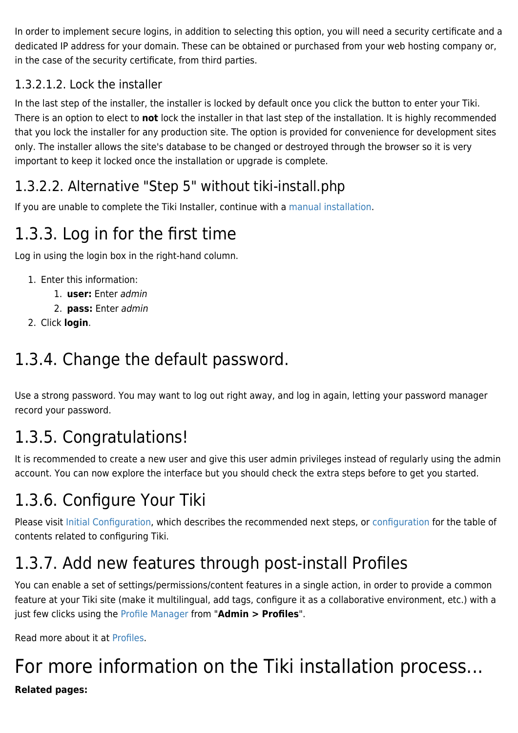In order to implement secure logins, in addition to selecting this option, you will need a security certificate and a dedicated IP address for your domain. These can be obtained or purchased from your web hosting company or, in the case of the security certificate, from third parties.

#### 1.3.2.1.2. Lock the installer

In the last step of the installer, the installer is locked by default once you click the button to enter your Tiki. There is an option to elect to **not** lock the installer in that last step of the installation. It is highly recommended that you lock the installer for any production site. The option is provided for convenience for development sites only. The installer allows the site's database to be changed or destroyed through the browser so it is very important to keep it locked once the installation or upgrade is complete.

### 1.3.2.2. Alternative "Step 5" without tiki-install.php

If you are unable to complete the Tiki Installer, continue with a manual installation.

## 1.3.3. Log in for the first time

Log in using the login box in the right-hand column.

1. Enter this information:
   1. **user:** Enter *admin*
   2. **pass:** Enter *admin*
2. Click **login**.

## 1.3.4. Change the default password.

Use a strong password. You may want to log out right away, and log in again, letting your password manager record your password.

## 1.3.5. Congratulations!

It is recommended to create a new user and give this user admin privileges instead of regularly using the admin account. You can now explore the interface but you should check the extra steps before to get you started.

## 1.3.6. Configure Your Tiki

Please visit Initial Configuration, which describes the recommended next steps, or configuration for the table of contents related to configuring Tiki.

## 1.3.7. Add new features through post-install Profiles

You can enable a set of settings/permissions/content features in a single action, in order to provide a common feature at your Tiki site (make it multilingual, add tags, configure it as a collaborative environment, etc.) with a just few clicks using the Profile Manager from "**Admin > Profiles**".

Read more about it at Profiles.

# For more information on the Tiki installation process...

**Related pages:**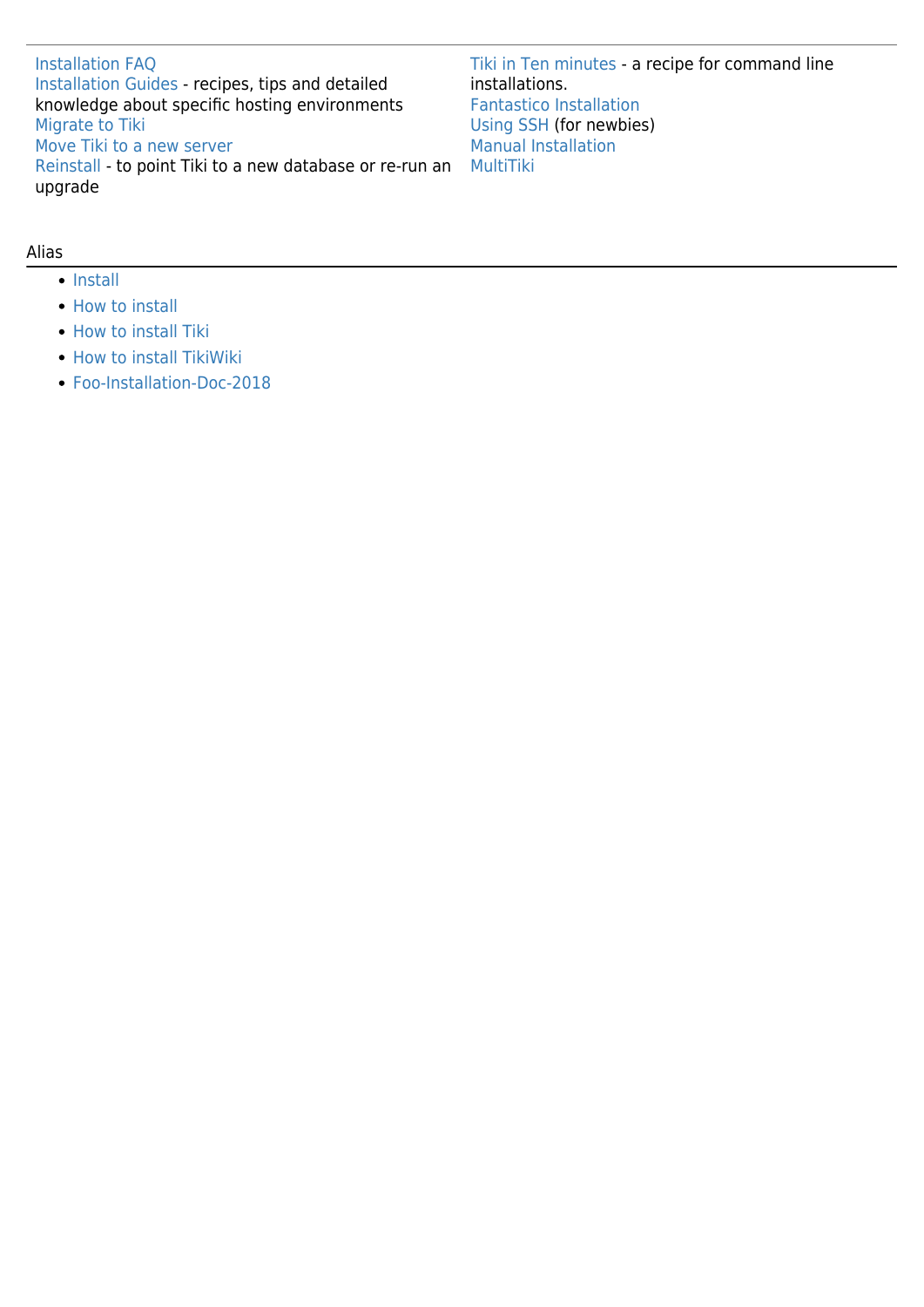Installation FAQ
Installation Guides - recipes, tips and detailed knowledge about specific hosting environments
Migrate to Tiki
Move Tiki to a new server
Reinstall - to point Tiki to a new database or re-run an upgrade

Tiki in Ten minutes - a recipe for command line installations.
Fantastico Installation
Using SSH (for newbies)
Manual Installation
MultiTiki

## Alias

- Install
- How to install
- How to install Tiki
- How to install TikiWiki
- Foo-Installation-Doc-2018